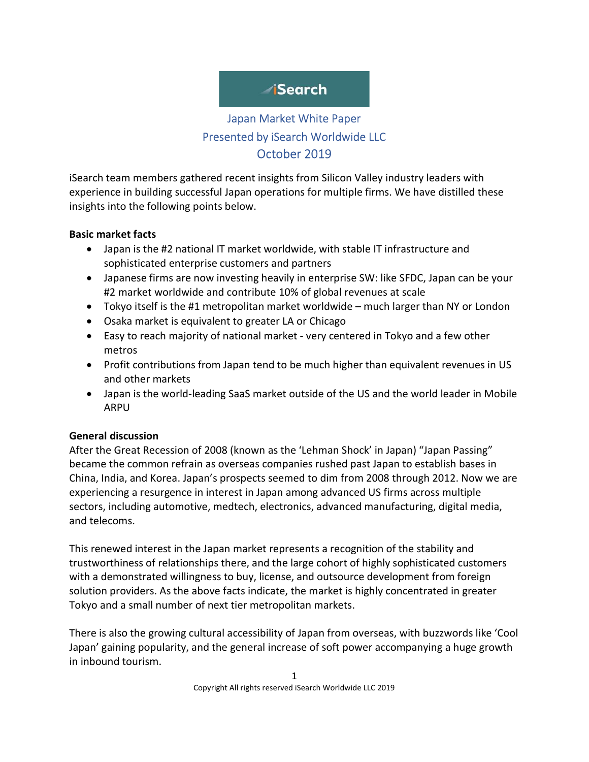# iSearch

## Japan Market White Paper
## Presented by iSearch Worldwide LLC
## October 2019

iSearch team members gathered recent insights from Silicon Valley industry leaders with experience in building successful Japan operations for multiple firms. We have distilled these insights into the following points below.

**Basic market facts**

- Japan is the #2 national IT market worldwide, with stable IT infrastructure and sophisticated enterprise customers and partners
- Japanese firms are now investing heavily in enterprise SW: like SFDC, Japan can be your #2 market worldwide and contribute 10% of global revenues at scale
- Tokyo itself is the #1 metropolitan market worldwide – much larger than NY or London
- Osaka market is equivalent to greater LA or Chicago
- Easy to reach majority of national market - very centered in Tokyo and a few other metros
- Profit contributions from Japan tend to be much higher than equivalent revenues in US and other markets
- Japan is the world-leading SaaS market outside of the US and the world leader in Mobile ARPU

**General discussion**

After the Great Recession of 2008 (known as the 'Lehman Shock' in Japan) "Japan Passing" became the common refrain as overseas companies rushed past Japan to establish bases in China, India, and Korea. Japan's prospects seemed to dim from 2008 through 2012. Now we are experiencing a resurgence in interest in Japan among advanced US firms across multiple sectors, including automotive, medtech, electronics, advanced manufacturing, digital media, and telecoms.

This renewed interest in the Japan market represents a recognition of the stability and trustworthiness of relationships there, and the large cohort of highly sophisticated customers with a demonstrated willingness to buy, license, and outsource development from foreign solution providers. As the above facts indicate, the market is highly concentrated in greater Tokyo and a small number of next tier metropolitan markets.

There is also the growing cultural accessibility of Japan from overseas, with buzzwords like 'Cool Japan' gaining popularity, and the general increase of soft power accompanying a huge growth in inbound tourism.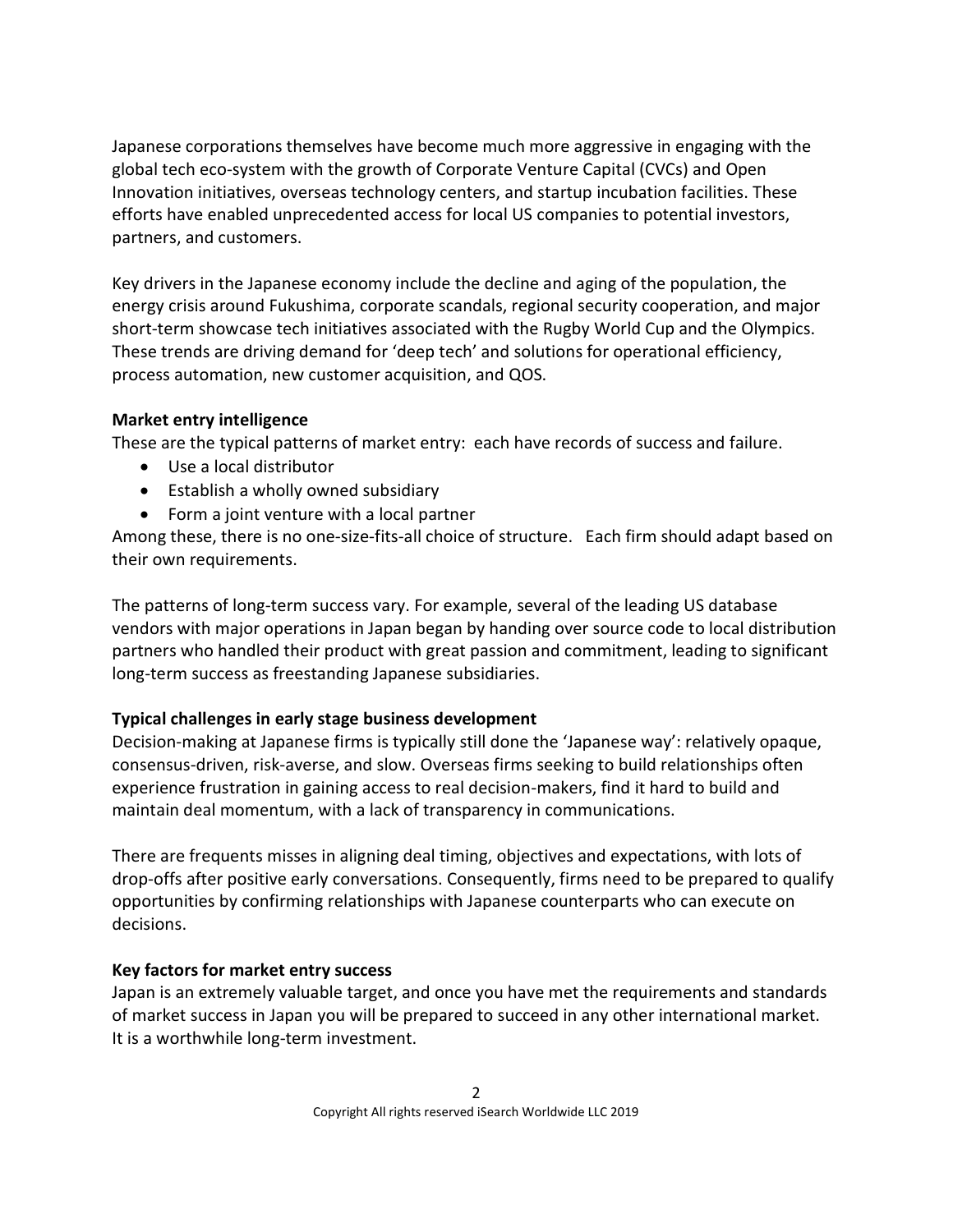Japanese corporations themselves have become much more aggressive in engaging with the global tech eco-system with the growth of Corporate Venture Capital (CVCs) and Open Innovation initiatives, overseas technology centers, and startup incubation facilities. These efforts have enabled unprecedented access for local US companies to potential investors, partners, and customers.

Key drivers in the Japanese economy include the decline and aging of the population, the energy crisis around Fukushima, corporate scandals, regional security cooperation, and major short-term showcase tech initiatives associated with the Rugby World Cup and the Olympics. These trends are driving demand for 'deep tech' and solutions for operational efficiency, process automation, new customer acquisition, and QOS.

**Market entry intelligence**

These are the typical patterns of market entry: each have records of success and failure.

- Use a local distributor
- Establish a wholly owned subsidiary
- Form a joint venture with a local partner

Among these, there is no one-size-fits-all choice of structure. Each firm should adapt based on their own requirements.

The patterns of long-term success vary. For example, several of the leading US database vendors with major operations in Japan began by handing over source code to local distribution partners who handled their product with great passion and commitment, leading to significant long-term success as freestanding Japanese subsidiaries.

**Typical challenges in early stage business development**

Decision-making at Japanese firms is typically still done the 'Japanese way': relatively opaque, consensus-driven, risk-averse, and slow. Overseas firms seeking to build relationships often experience frustration in gaining access to real decision-makers, find it hard to build and maintain deal momentum, with a lack of transparency in communications.

There are frequents misses in aligning deal timing, objectives and expectations, with lots of drop-offs after positive early conversations. Consequently, firms need to be prepared to qualify opportunities by confirming relationships with Japanese counterparts who can execute on decisions.

**Key factors for market entry success**

Japan is an extremely valuable target, and once you have met the requirements and standards of market success in Japan you will be prepared to succeed in any other international market. It is a worthwhile long-term investment.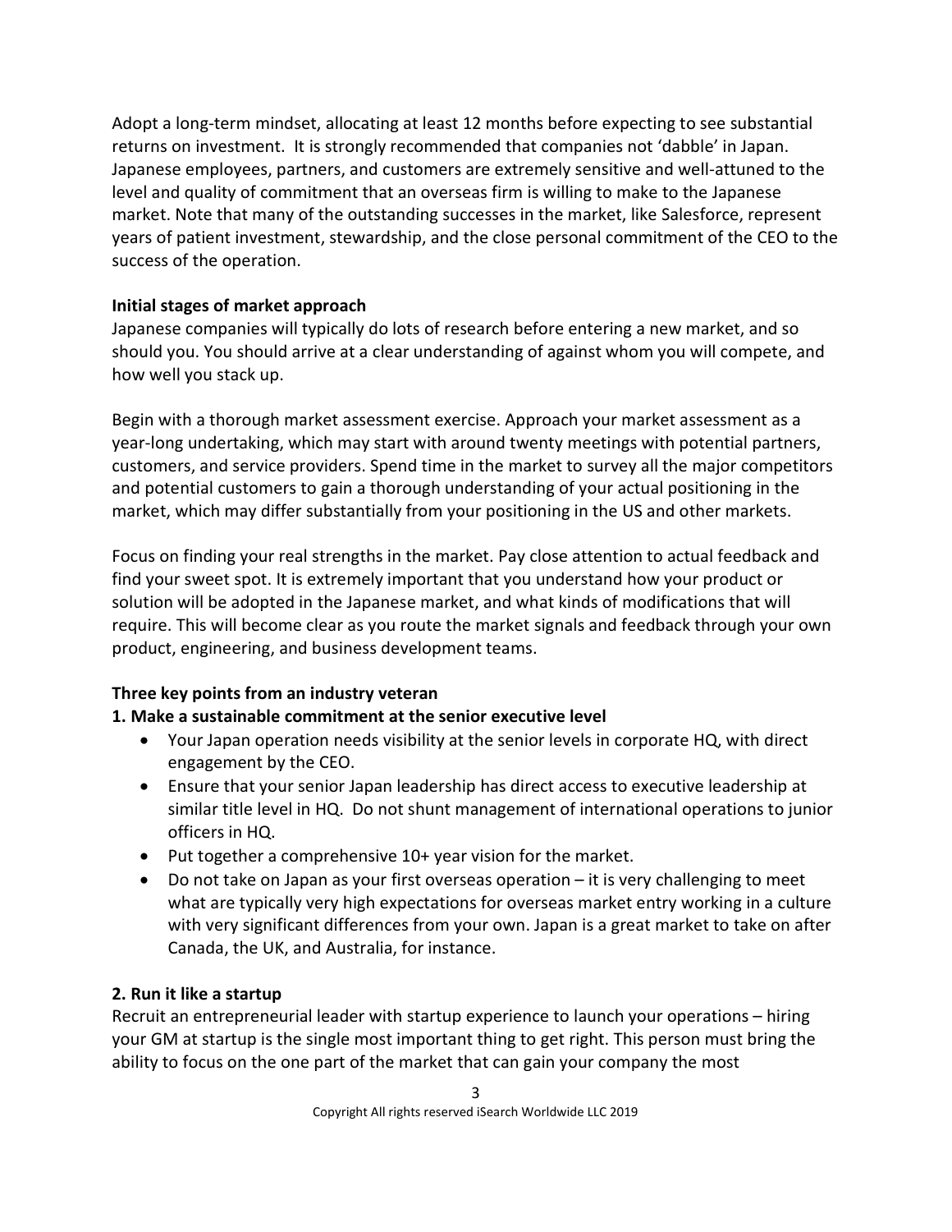Adopt a long-term mindset, allocating at least 12 months before expecting to see substantial returns on investment. It is strongly recommended that companies not 'dabble' in Japan. Japanese employees, partners, and customers are extremely sensitive and well-attuned to the level and quality of commitment that an overseas firm is willing to make to the Japanese market. Note that many of the outstanding successes in the market, like Salesforce, represent years of patient investment, stewardship, and the close personal commitment of the CEO to the success of the operation.

**Initial stages of market approach**

Japanese companies will typically do lots of research before entering a new market, and so should you. You should arrive at a clear understanding of against whom you will compete, and how well you stack up.

Begin with a thorough market assessment exercise. Approach your market assessment as a year-long undertaking, which may start with around twenty meetings with potential partners, customers, and service providers. Spend time in the market to survey all the major competitors and potential customers to gain a thorough understanding of your actual positioning in the market, which may differ substantially from your positioning in the US and other markets.

Focus on finding your real strengths in the market. Pay close attention to actual feedback and find your sweet spot. It is extremely important that you understand how your product or solution will be adopted in the Japanese market, and what kinds of modifications that will require. This will become clear as you route the market signals and feedback through your own product, engineering, and business development teams.

**Three key points from an industry veteran**

**1. Make a sustainable commitment at the senior executive level**

- Your Japan operation needs visibility at the senior levels in corporate HQ, with direct engagement by the CEO.
- Ensure that your senior Japan leadership has direct access to executive leadership at similar title level in HQ. Do not shunt management of international operations to junior officers in HQ.
- Put together a comprehensive 10+ year vision for the market.
- Do not take on Japan as your first overseas operation – it is very challenging to meet what are typically very high expectations for overseas market entry working in a culture with very significant differences from your own. Japan is a great market to take on after Canada, the UK, and Australia, for instance.

**2. Run it like a startup**

Recruit an entrepreneurial leader with startup experience to launch your operations – hiring your GM at startup is the single most important thing to get right. This person must bring the ability to focus on the one part of the market that can gain your company the most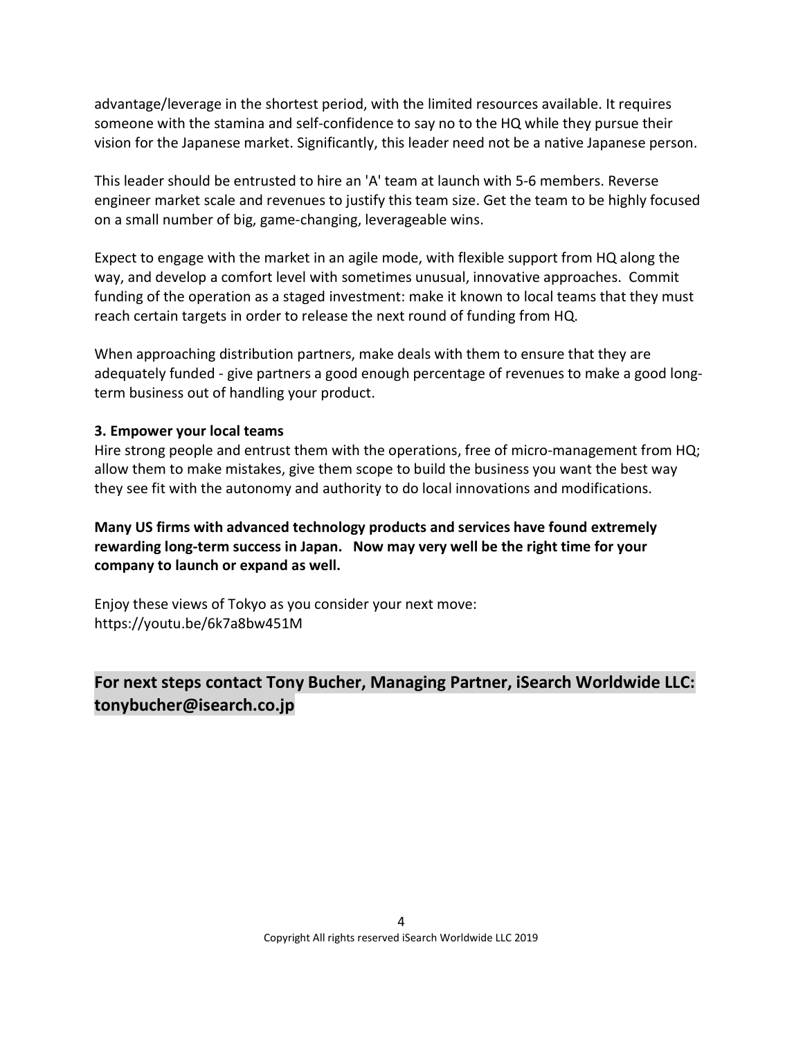advantage/leverage in the shortest period, with the limited resources available. It requires someone with the stamina and self-confidence to say no to the HQ while they pursue their vision for the Japanese market. Significantly, this leader need not be a native Japanese person.

This leader should be entrusted to hire an 'A' team at launch with 5-6 members. Reverse engineer market scale and revenues to justify this team size. Get the team to be highly focused on a small number of big, game-changing, leverageable wins.

Expect to engage with the market in an agile mode, with flexible support from HQ along the way, and develop a comfort level with sometimes unusual, innovative approaches. Commit funding of the operation as a staged investment: make it known to local teams that they must reach certain targets in order to release the next round of funding from HQ.

When approaching distribution partners, make deals with them to ensure that they are adequately funded - give partners a good enough percentage of revenues to make a good long-term business out of handling your product.

**3. Empower your local teams**
Hire strong people and entrust them with the operations, free of micro-management from HQ; allow them to make mistakes, give them scope to build the business you want the best way they see fit with the autonomy and authority to do local innovations and modifications.

**Many US firms with advanced technology products and services have found extremely rewarding long-term success in Japan. Now may very well be the right time for your company to launch or expand as well.**

Enjoy these views of Tokyo as you consider your next move:
https://youtu.be/6k7a8bw451M

## For next steps contact Tony Bucher, Managing Partner, iSearch Worldwide LLC: tonybucher@isearch.co.jp

Copyright All rights reserved iSearch Worldwide LLC 2019